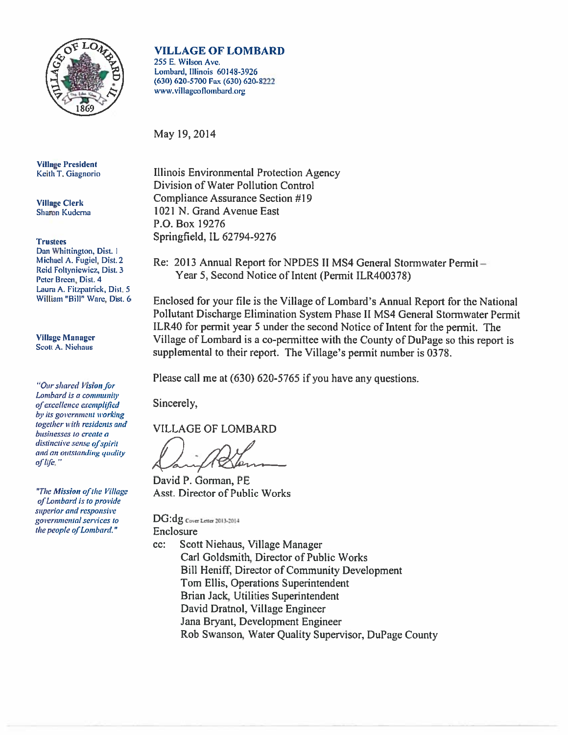**VILLAGE OF LOMBARD**
255 E. Wilson Ave.
Lombard, Illinois 60148-3926
(630) 620-5700 Fax (630) 620-8222
www.villageoflombard.org

**Village President**
Keith T. Giagnorio

**Village Clerk**
Sharon Kuderna

**Trustees**
Dan Whittington, Dist. 1
Michael A. Fugiel, Dist. 2
Reid Foltyniewicz, Dist. 3
Peter Breen, Dist. 4
Laura A. Fitzpatrick, Dist. 5
William "Bill" Ware, Dist. 6

**Village Manager**
Scott A. Niehaus

*"Our shared Vision for Lombard is a community of excellence exemplified by its government working together with residents and businesses to create a distinctive sense of spirit and an outstanding quality of life."*

*"The Mission of the Village of Lombard is to provide superior and responsive governmental services to the people of Lombard."*

May 19, 2014

Illinois Environmental Protection Agency
Division of Water Pollution Control
Compliance Assurance Section #19
1021 N. Grand Avenue East
P.O. Box 19276
Springfield, IL 62794-9276

Re: 2013 Annual Report for NPDES II MS4 General Stormwater Permit – Year 5, Second Notice of Intent (Permit ILR400378)

Enclosed for your file is the Village of Lombard's Annual Report for the National Pollutant Discharge Elimination System Phase II MS4 General Stormwater Permit ILR40 for permit year 5 under the second Notice of Intent for the permit. The Village of Lombard is a co-permittee with the County of DuPage so this report is supplemental to their report. The Village's permit number is 0378.

Please call me at (630) 620-5765 if you have any questions.

Sincerely,

VILLAGE OF LOMBARD

David P. Gorman, PE
Asst. Director of Public Works

DG:dg Cover Letter 2013-2014
Enclosure

cc: Scott Niehaus, Village Manager
Carl Goldsmith, Director of Public Works
Bill Heniff, Director of Community Development
Tom Ellis, Operations Superintendent
Brian Jack, Utilities Superintendent
David Dratnol, Village Engineer
Jana Bryant, Development Engineer
Rob Swanson, Water Quality Supervisor, DuPage County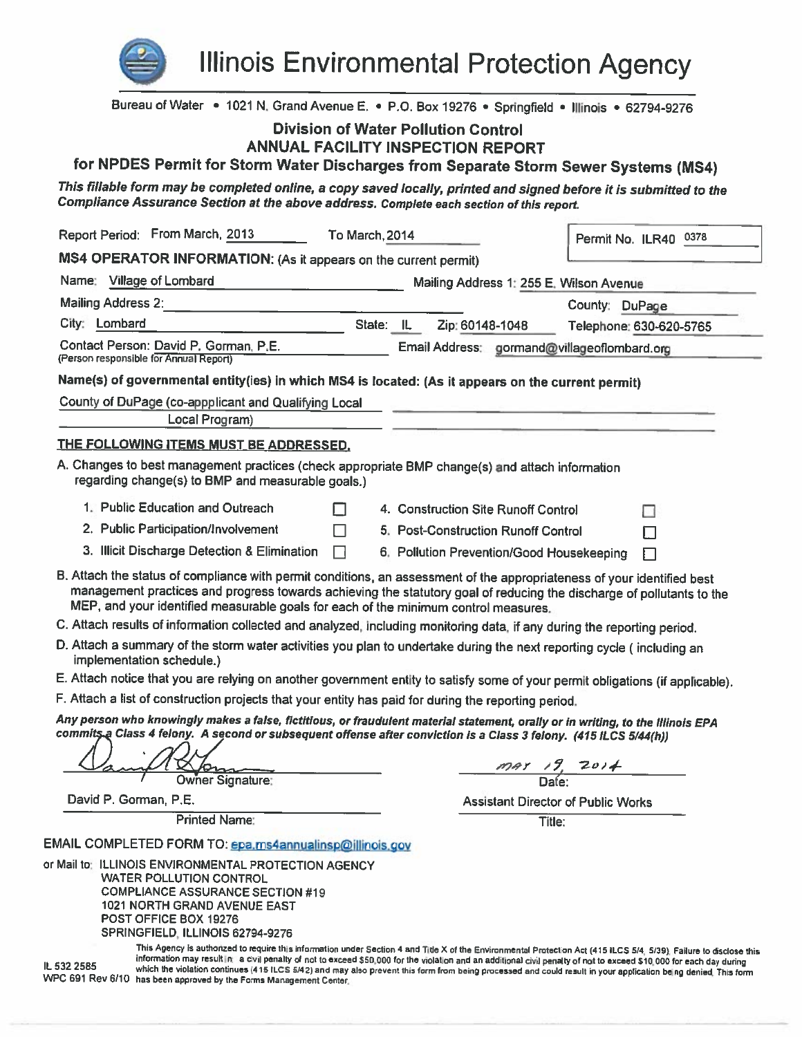# Illinois Environmental Protection Agency

Bureau of Water • 1021 N. Grand Avenue E. • P.O. Box 19276 • Springfield • Illinois • 62794-9276

## Division of Water Pollution Control
## ANNUAL FACILITY INSPECTION REPORT
## for NPDES Permit for Storm Water Discharges from Separate Storm Sewer Systems (MS4)

***This fillable form may be completed online, a copy saved locally, printed and signed before it is submitted to the Compliance Assurance Section at the above address. Complete each section of this report.***

Report Period: From March, 2013 To March, 2014

Permit No. ILR40 0378

**MS4 OPERATOR INFORMATION:** (As it appears on the current permit)

Name: Village of Lombard

Mailing Address 1: 255 E. Wilson Avenue

Mailing Address 2:

County: DuPage

City: Lombard State: IL Zip: 60148-1048 Telephone: 630-620-5765

Contact Person: David P. Gorman, P.E. (Person responsible for Annual Report)

Email Address: gormand@villageoflombard.org

**Name(s) of governmental entity(ies) in which MS4 is located: (As it appears on the current permit)**

County of DuPage (co-appplicant and Qualifying Local Local Program)

**THE FOLLOWING ITEMS MUST BE ADDRESSED.**

A. Changes to best management practices (check appropriate BMP change(s) and attach information regarding change(s) to BMP and measurable goals.)

1. Public Education and Outreach ☐
2. Public Participation/Involvement ☐
3. Illicit Discharge Detection & Elimination ☐
4. Construction Site Runoff Control ☐
5. Post-Construction Runoff Control ☐
6. Pollution Prevention/Good Housekeeping ☐

B. Attach the status of compliance with permit conditions, an assessment of the appropriateness of your identified best management practices and progress towards achieving the statutory goal of reducing the discharge of pollutants to the MEP, and your identified measurable goals for each of the minimum control measures.

C. Attach results of information collected and analyzed, including monitoring data, if any during the reporting period.

D. Attach a summary of the storm water activities you plan to undertake during the next reporting cycle ( including an implementation schedule.)

E. Attach notice that you are relying on another government entity to satisfy some of your permit obligations (if applicable).

F. Attach a list of construction projects that your entity has paid for during the reporting period.

***Any person who knowingly makes a false, fictitious, or fraudulent material statement, orally or in writing, to the Illinois EPA commits a Class 4 felony. A second or subsequent offense after conviction is a Class 3 felony. (415 ILCS 5/44(h))***

[Signature] — Owner Signature:

May 19, 2014 — Date:

David P. Gorman, P.E. — Printed Name:

Assistant Director of Public Works — Title:

EMAIL COMPLETED FORM TO: epa.ms4annualinsp@illinois.gov

or Mail to: ILLINOIS ENVIRONMENTAL PROTECTION AGENCY
WATER POLLUTION CONTROL
COMPLIANCE ASSURANCE SECTION #19
1021 NORTH GRAND AVENUE EAST
POST OFFICE BOX 19276
SPRINGFIELD, ILLINOIS 62794-9276

IL 532 2585
WPC 691 Rev 6/10

This Agency is authorized to require this information under Section 4 and Title X of the Environmental Protection Act (415 ILCS 5/4, 5/39). Failure to disclose this information may result in a civil penalty of not to exceed $50,000 for the violation and an additional civil penalty of not to exceed $10,000 for each day during which the violation continues (415 ILCS 5/42) and may also prevent this form from being processed and could result in your application being denied. This form has been approved by the Forms Management Center.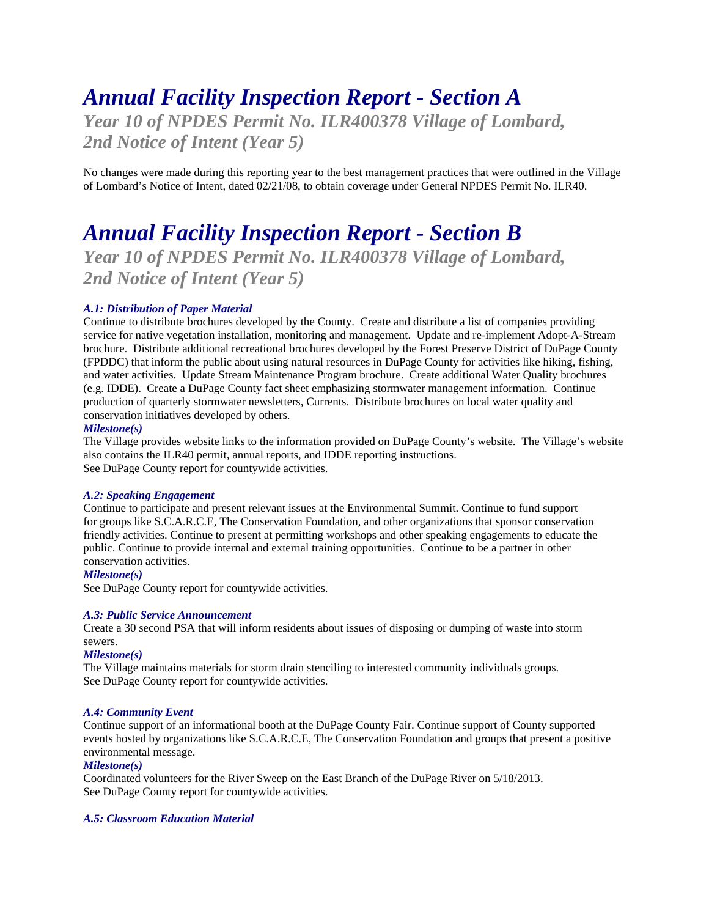# *Annual Facility Inspection Report - Section A*

## *Year 10 of NPDES Permit No. ILR400378 Village of Lombard, 2nd Notice of Intent (Year 5)*

No changes were made during this reporting year to the best management practices that were outlined in the Village of Lombard's Notice of Intent, dated 02/21/08, to obtain coverage under General NPDES Permit No. ILR40.

# *Annual Facility Inspection Report - Section B*

## *Year 10 of NPDES Permit No. ILR400378 Village of Lombard, 2nd Notice of Intent (Year 5)*

### *A.1: Distribution of Paper Material*

Continue to distribute brochures developed by the County. Create and distribute a list of companies providing service for native vegetation installation, monitoring and management. Update and re-implement Adopt-A-Stream brochure. Distribute additional recreational brochures developed by the Forest Preserve District of DuPage County (FPDDC) that inform the public about using natural resources in DuPage County for activities like hiking, fishing, and water activities. Update Stream Maintenance Program brochure. Create additional Water Quality brochures (e.g. IDDE). Create a DuPage County fact sheet emphasizing stormwater management information. Continue production of quarterly stormwater newsletters, Currents. Distribute brochures on local water quality and conservation initiatives developed by others.

***Milestone(s)***

The Village provides website links to the information provided on DuPage County's website. The Village's website also contains the ILR40 permit, annual reports, and IDDE reporting instructions.
See DuPage County report for countywide activities.

### *A.2: Speaking Engagement*

Continue to participate and present relevant issues at the Environmental Summit. Continue to fund support for groups like S.C.A.R.C.E, The Conservation Foundation, and other organizations that sponsor conservation friendly activities. Continue to present at permitting workshops and other speaking engagements to educate the public. Continue to provide internal and external training opportunities. Continue to be a partner in other conservation activities.

***Milestone(s)***

See DuPage County report for countywide activities.

### *A.3: Public Service Announcement*

Create a 30 second PSA that will inform residents about issues of disposing or dumping of waste into storm sewers.

***Milestone(s)***

The Village maintains materials for storm drain stenciling to interested community individuals groups.
See DuPage County report for countywide activities.

### *A.4: Community Event*

Continue support of an informational booth at the DuPage County Fair. Continue support of County supported events hosted by organizations like S.C.A.R.C.E, The Conservation Foundation and groups that present a positive environmental message.

***Milestone(s)***

Coordinated volunteers for the River Sweep on the East Branch of the DuPage River on 5/18/2013.
See DuPage County report for countywide activities.

### *A.5: Classroom Education Material*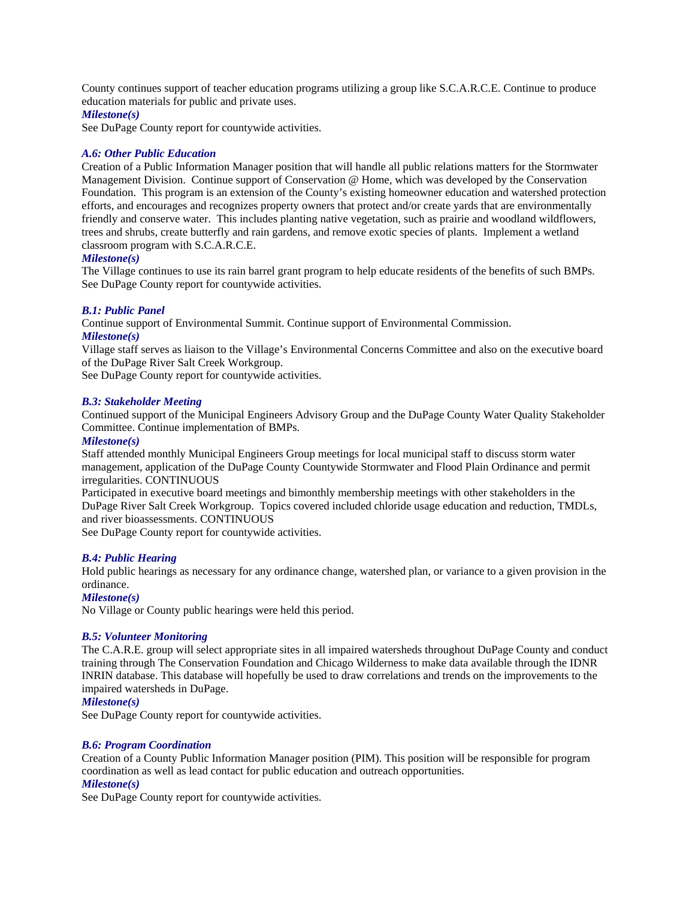County continues support of teacher education programs utilizing a group like S.C.A.R.C.E. Continue to produce education materials for public and private uses.

***Milestone(s)***

See DuPage County report for countywide activities.

***A.6: Other Public Education***

Creation of a Public Information Manager position that will handle all public relations matters for the Stormwater Management Division. Continue support of Conservation @ Home, which was developed by the Conservation Foundation. This program is an extension of the County's existing homeowner education and watershed protection efforts, and encourages and recognizes property owners that protect and/or create yards that are environmentally friendly and conserve water. This includes planting native vegetation, such as prairie and woodland wildflowers, trees and shrubs, create butterfly and rain gardens, and remove exotic species of plants. Implement a wetland classroom program with S.C.A.R.C.E.

***Milestone(s)***

The Village continues to use its rain barrel grant program to help educate residents of the benefits of such BMPs. See DuPage County report for countywide activities.

***B.1: Public Panel***

Continue support of Environmental Summit. Continue support of Environmental Commission.

***Milestone(s)***

Village staff serves as liaison to the Village's Environmental Concerns Committee and also on the executive board of the DuPage River Salt Creek Workgroup.

See DuPage County report for countywide activities.

***B.3: Stakeholder Meeting***

Continued support of the Municipal Engineers Advisory Group and the DuPage County Water Quality Stakeholder Committee. Continue implementation of BMPs.

***Milestone(s)***

Staff attended monthly Municipal Engineers Group meetings for local municipal staff to discuss storm water management, application of the DuPage County Countywide Stormwater and Flood Plain Ordinance and permit irregularities. CONTINUOUS

Participated in executive board meetings and bimonthly membership meetings with other stakeholders in the DuPage River Salt Creek Workgroup. Topics covered included chloride usage education and reduction, TMDLs, and river bioassessments. CONTINUOUS

See DuPage County report for countywide activities.

***B.4: Public Hearing***

Hold public hearings as necessary for any ordinance change, watershed plan, or variance to a given provision in the ordinance.

***Milestone(s)***

No Village or County public hearings were held this period.

***B.5: Volunteer Monitoring***

The C.A.R.E. group will select appropriate sites in all impaired watersheds throughout DuPage County and conduct training through The Conservation Foundation and Chicago Wilderness to make data available through the IDNR INRIN database. This database will hopefully be used to draw correlations and trends on the improvements to the impaired watersheds in DuPage.

***Milestone(s)***

See DuPage County report for countywide activities.

***B.6: Program Coordination***

Creation of a County Public Information Manager position (PIM). This position will be responsible for program coordination as well as lead contact for public education and outreach opportunities.

***Milestone(s)***

See DuPage County report for countywide activities.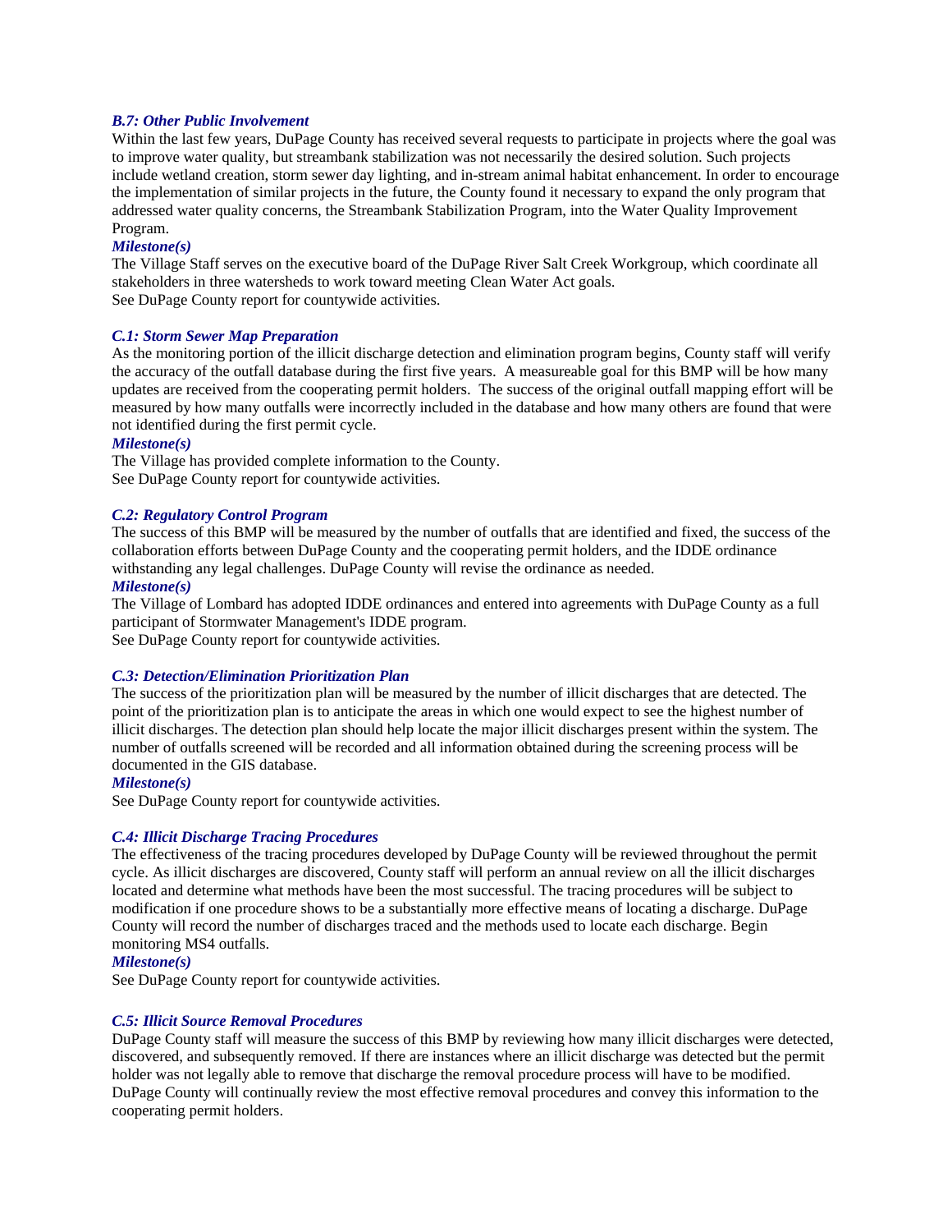### *B.7: Other Public Involvement*

Within the last few years, DuPage County has received several requests to participate in projects where the goal was to improve water quality, but streambank stabilization was not necessarily the desired solution. Such projects include wetland creation, storm sewer day lighting, and in-stream animal habitat enhancement. In order to encourage the implementation of similar projects in the future, the County found it necessary to expand the only program that addressed water quality concerns, the Streambank Stabilization Program, into the Water Quality Improvement Program.

***Milestone(s)***

The Village Staff serves on the executive board of the DuPage River Salt Creek Workgroup, which coordinate all stakeholders in three watersheds to work toward meeting Clean Water Act goals.
See DuPage County report for countywide activities.

### *C.1: Storm Sewer Map Preparation*

As the monitoring portion of the illicit discharge detection and elimination program begins, County staff will verify the accuracy of the outfall database during the first five years. A measureable goal for this BMP will be how many updates are received from the cooperating permit holders. The success of the original outfall mapping effort will be measured by how many outfalls were incorrectly included in the database and how many others are found that were not identified during the first permit cycle.

***Milestone(s)***

The Village has provided complete information to the County.
See DuPage County report for countywide activities.

### *C.2: Regulatory Control Program*

The success of this BMP will be measured by the number of outfalls that are identified and fixed, the success of the collaboration efforts between DuPage County and the cooperating permit holders, and the IDDE ordinance withstanding any legal challenges. DuPage County will revise the ordinance as needed.

***Milestone(s)***

The Village of Lombard has adopted IDDE ordinances and entered into agreements with DuPage County as a full participant of Stormwater Management's IDDE program.
See DuPage County report for countywide activities.

### *C.3: Detection/Elimination Prioritization Plan*

The success of the prioritization plan will be measured by the number of illicit discharges that are detected. The point of the prioritization plan is to anticipate the areas in which one would expect to see the highest number of illicit discharges. The detection plan should help locate the major illicit discharges present within the system. The number of outfalls screened will be recorded and all information obtained during the screening process will be documented in the GIS database.

***Milestone(s)***

See DuPage County report for countywide activities.

### *C.4: Illicit Discharge Tracing Procedures*

The effectiveness of the tracing procedures developed by DuPage County will be reviewed throughout the permit cycle. As illicit discharges are discovered, County staff will perform an annual review on all the illicit discharges located and determine what methods have been the most successful. The tracing procedures will be subject to modification if one procedure shows to be a substantially more effective means of locating a discharge. DuPage County will record the number of discharges traced and the methods used to locate each discharge. Begin monitoring MS4 outfalls.

***Milestone(s)***

See DuPage County report for countywide activities.

### *C.5: Illicit Source Removal Procedures*

DuPage County staff will measure the success of this BMP by reviewing how many illicit discharges were detected, discovered, and subsequently removed. If there are instances where an illicit discharge was detected but the permit holder was not legally able to remove that discharge the removal procedure process will have to be modified. DuPage County will continually review the most effective removal procedures and convey this information to the cooperating permit holders.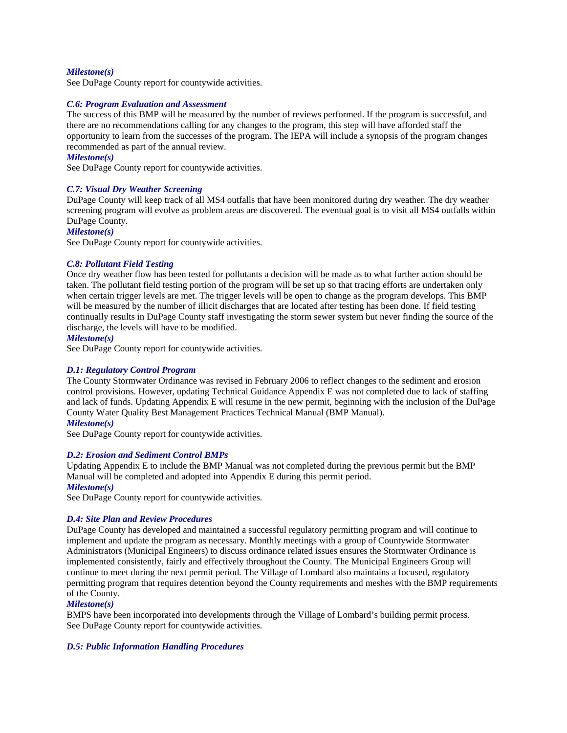### *Milestone(s)*

See DuPage County report for countywide activities.

### *C.6: Program Evaluation and Assessment*

The success of this BMP will be measured by the number of reviews performed. If the program is successful, and there are no recommendations calling for any changes to the program, this step will have afforded staff the opportunity to learn from the successes of the program. The IEPA will include a synopsis of the program changes recommended as part of the annual review.

### *Milestone(s)*

See DuPage County report for countywide activities.

### *C.7: Visual Dry Weather Screening*

DuPage County will keep track of all MS4 outfalls that have been monitored during dry weather. The dry weather screening program will evolve as problem areas are discovered. The eventual goal is to visit all MS4 outfalls within DuPage County.

### *Milestone(s)*

See DuPage County report for countywide activities.

### *C.8: Pollutant Field Testing*

Once dry weather flow has been tested for pollutants a decision will be made as to what further action should be taken. The pollutant field testing portion of the program will be set up so that tracing efforts are undertaken only when certain trigger levels are met. The trigger levels will be open to change as the program develops. This BMP will be measured by the number of illicit discharges that are located after testing has been done. If field testing continually results in DuPage County staff investigating the storm sewer system but never finding the source of the discharge, the levels will have to be modified.

### *Milestone(s)*

See DuPage County report for countywide activities.

### *D.1: Regulatory Control Program*

The County Stormwater Ordinance was revised in February 2006 to reflect changes to the sediment and erosion control provisions. However, updating Technical Guidance Appendix E was not completed due to lack of staffing and lack of funds. Updating Appendix E will resume in the new permit, beginning with the inclusion of the DuPage County Water Quality Best Management Practices Technical Manual (BMP Manual).

### *Milestone(s)*

See DuPage County report for countywide activities.

### *D.2: Erosion and Sediment Control BMPs*

Updating Appendix E to include the BMP Manual was not completed during the previous permit but the BMP Manual will be completed and adopted into Appendix E during this permit period.

### *Milestone(s)*

See DuPage County report for countywide activities.

### *D.4: Site Plan and Review Procedures*

DuPage County has developed and maintained a successful regulatory permitting program and will continue to implement and update the program as necessary. Monthly meetings with a group of Countywide Stormwater Administrators (Municipal Engineers) to discuss ordinance related issues ensures the Stormwater Ordinance is implemented consistently, fairly and effectively throughout the County. The Municipal Engineers Group will continue to meet during the next permit period. The Village of Lombard also maintains a focused, regulatory permitting program that requires detention beyond the County requirements and meshes with the BMP requirements of the County.

### *Milestone(s)*

BMPS have been incorporated into developments through the Village of Lombard's building permit process.
See DuPage County report for countywide activities.

### *D.5: Public Information Handling Procedures*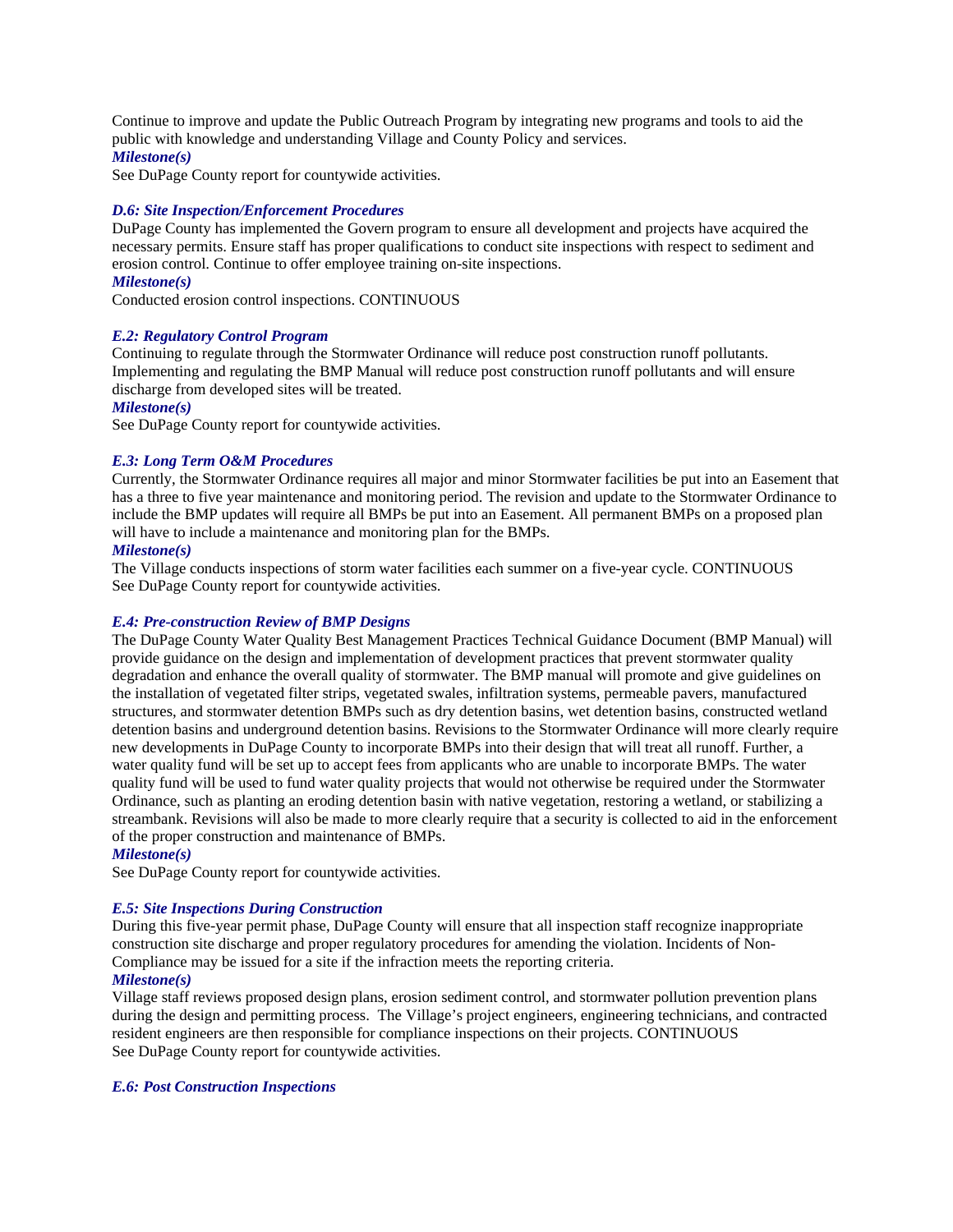Continue to improve and update the Public Outreach Program by integrating new programs and tools to aid the public with knowledge and understanding Village and County Policy and services.

***Milestone(s)***

See DuPage County report for countywide activities.

### *D.6: Site Inspection/Enforcement Procedures*

DuPage County has implemented the Govern program to ensure all development and projects have acquired the necessary permits. Ensure staff has proper qualifications to conduct site inspections with respect to sediment and erosion control. Continue to offer employee training on-site inspections.

***Milestone(s)***

Conducted erosion control inspections. CONTINUOUS

### *E.2: Regulatory Control Program*

Continuing to regulate through the Stormwater Ordinance will reduce post construction runoff pollutants. Implementing and regulating the BMP Manual will reduce post construction runoff pollutants and will ensure discharge from developed sites will be treated.

***Milestone(s)***

See DuPage County report for countywide activities.

### *E.3: Long Term O&M Procedures*

Currently, the Stormwater Ordinance requires all major and minor Stormwater facilities be put into an Easement that has a three to five year maintenance and monitoring period. The revision and update to the Stormwater Ordinance to include the BMP updates will require all BMPs be put into an Easement. All permanent BMPs on a proposed plan will have to include a maintenance and monitoring plan for the BMPs.

***Milestone(s)***

The Village conducts inspections of storm water facilities each summer on a five-year cycle. CONTINUOUS
See DuPage County report for countywide activities.

### *E.4: Pre-construction Review of BMP Designs*

The DuPage County Water Quality Best Management Practices Technical Guidance Document (BMP Manual) will provide guidance on the design and implementation of development practices that prevent stormwater quality degradation and enhance the overall quality of stormwater. The BMP manual will promote and give guidelines on the installation of vegetated filter strips, vegetated swales, infiltration systems, permeable pavers, manufactured structures, and stormwater detention BMPs such as dry detention basins, wet detention basins, constructed wetland detention basins and underground detention basins. Revisions to the Stormwater Ordinance will more clearly require new developments in DuPage County to incorporate BMPs into their design that will treat all runoff. Further, a water quality fund will be set up to accept fees from applicants who are unable to incorporate BMPs. The water quality fund will be used to fund water quality projects that would not otherwise be required under the Stormwater Ordinance, such as planting an eroding detention basin with native vegetation, restoring a wetland, or stabilizing a streambank. Revisions will also be made to more clearly require that a security is collected to aid in the enforcement of the proper construction and maintenance of BMPs.

***Milestone(s)***

See DuPage County report for countywide activities.

### *E.5: Site Inspections During Construction*

During this five-year permit phase, DuPage County will ensure that all inspection staff recognize inappropriate construction site discharge and proper regulatory procedures for amending the violation. Incidents of Non-Compliance may be issued for a site if the infraction meets the reporting criteria.

***Milestone(s)***

Village staff reviews proposed design plans, erosion sediment control, and stormwater pollution prevention plans during the design and permitting process. The Village's project engineers, engineering technicians, and contracted resident engineers are then responsible for compliance inspections on their projects. CONTINUOUS
See DuPage County report for countywide activities.

### *E.6: Post Construction Inspections*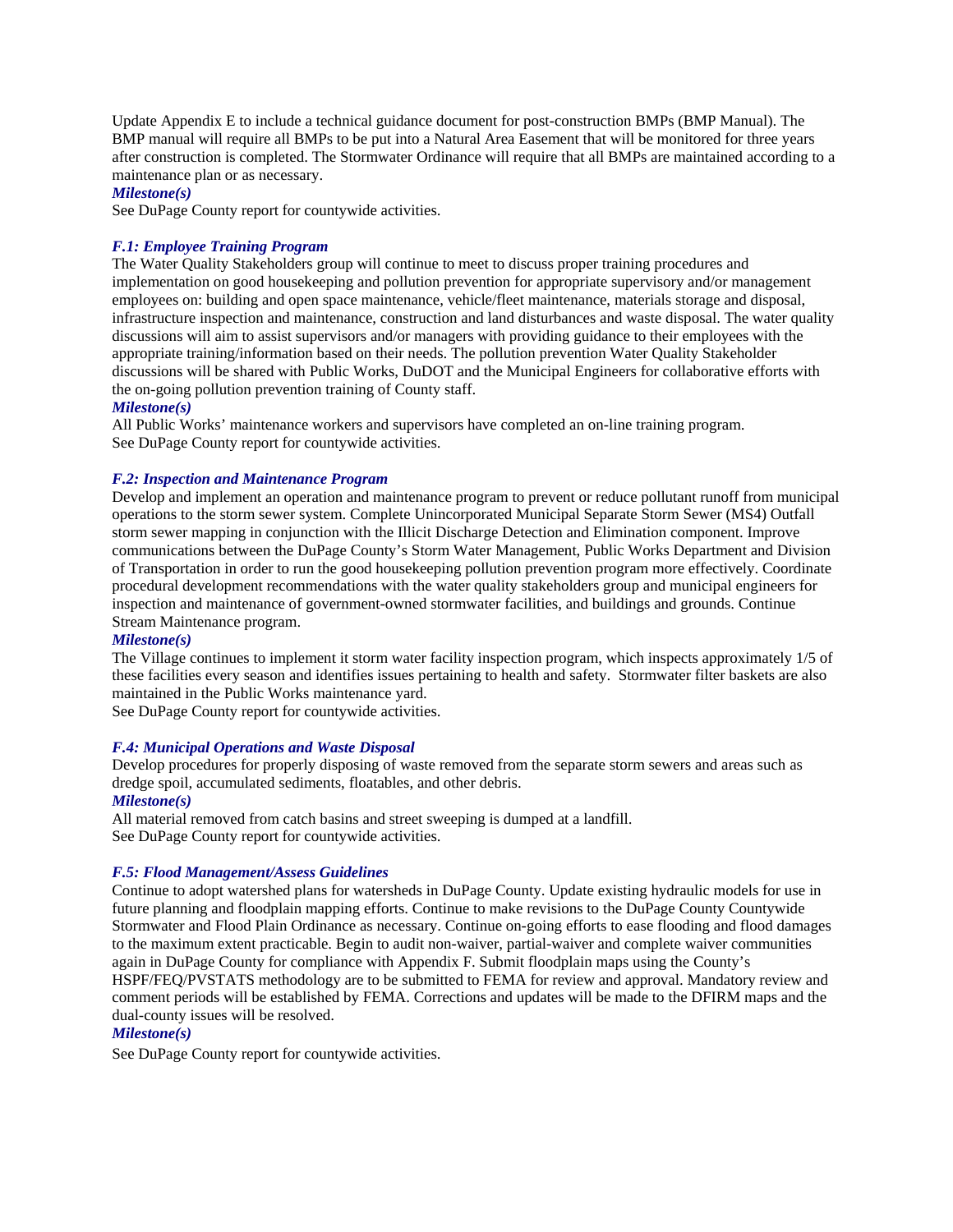Update Appendix E to include a technical guidance document for post-construction BMPs (BMP Manual). The BMP manual will require all BMPs to be put into a Natural Area Easement that will be monitored for three years after construction is completed. The Stormwater Ordinance will require that all BMPs are maintained according to a maintenance plan or as necessary.

***Milestone(s)***

See DuPage County report for countywide activities.

### *F.1: Employee Training Program*

The Water Quality Stakeholders group will continue to meet to discuss proper training procedures and implementation on good housekeeping and pollution prevention for appropriate supervisory and/or management employees on: building and open space maintenance, vehicle/fleet maintenance, materials storage and disposal, infrastructure inspection and maintenance, construction and land disturbances and waste disposal. The water quality discussions will aim to assist supervisors and/or managers with providing guidance to their employees with the appropriate training/information based on their needs. The pollution prevention Water Quality Stakeholder discussions will be shared with Public Works, DuDOT and the Municipal Engineers for collaborative efforts with the on-going pollution prevention training of County staff.

***Milestone(s)***

All Public Works' maintenance workers and supervisors have completed an on-line training program.
See DuPage County report for countywide activities.

### *F.2: Inspection and Maintenance Program*

Develop and implement an operation and maintenance program to prevent or reduce pollutant runoff from municipal operations to the storm sewer system. Complete Unincorporated Municipal Separate Storm Sewer (MS4) Outfall storm sewer mapping in conjunction with the Illicit Discharge Detection and Elimination component. Improve communications between the DuPage County's Storm Water Management, Public Works Department and Division of Transportation in order to run the good housekeeping pollution prevention program more effectively. Coordinate procedural development recommendations with the water quality stakeholders group and municipal engineers for inspection and maintenance of government-owned stormwater facilities, and buildings and grounds. Continue Stream Maintenance program.

***Milestone(s)***

The Village continues to implement it storm water facility inspection program, which inspects approximately 1/5 of these facilities every season and identifies issues pertaining to health and safety. Stormwater filter baskets are also maintained in the Public Works maintenance yard.
See DuPage County report for countywide activities.

### *F.4: Municipal Operations and Waste Disposal*

Develop procedures for properly disposing of waste removed from the separate storm sewers and areas such as dredge spoil, accumulated sediments, floatables, and other debris.

***Milestone(s)***

All material removed from catch basins and street sweeping is dumped at a landfill.
See DuPage County report for countywide activities.

### *F.5: Flood Management/Assess Guidelines*

Continue to adopt watershed plans for watersheds in DuPage County. Update existing hydraulic models for use in future planning and floodplain mapping efforts. Continue to make revisions to the DuPage County Countywide Stormwater and Flood Plain Ordinance as necessary. Continue on-going efforts to ease flooding and flood damages to the maximum extent practicable. Begin to audit non-waiver, partial-waiver and complete waiver communities again in DuPage County for compliance with Appendix F. Submit floodplain maps using the County's HSPF/FEQ/PVSTATS methodology are to be submitted to FEMA for review and approval. Mandatory review and comment periods will be established by FEMA. Corrections and updates will be made to the DFIRM maps and the dual-county issues will be resolved.

***Milestone(s)***

See DuPage County report for countywide activities.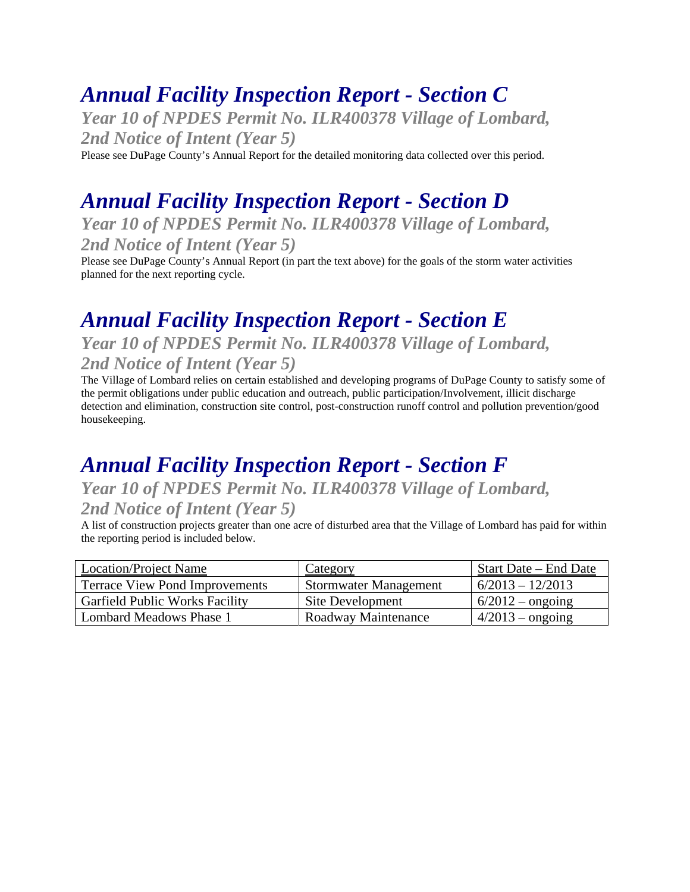# *Annual Facility Inspection Report - Section C*

## *Year 10 of NPDES Permit No. ILR400378 Village of Lombard, 2nd Notice of Intent (Year 5)*

Please see DuPage County's Annual Report for the detailed monitoring data collected over this period.

# *Annual Facility Inspection Report - Section D*

## *Year 10 of NPDES Permit No. ILR400378 Village of Lombard, 2nd Notice of Intent (Year 5)*

Please see DuPage County's Annual Report (in part the text above) for the goals of the storm water activities planned for the next reporting cycle.

# *Annual Facility Inspection Report - Section E*

## *Year 10 of NPDES Permit No. ILR400378 Village of Lombard, 2nd Notice of Intent (Year 5)*

The Village of Lombard relies on certain established and developing programs of DuPage County to satisfy some of the permit obligations under public education and outreach, public participation/Involvement, illicit discharge detection and elimination, construction site control, post-construction runoff control and pollution prevention/good housekeeping.

# *Annual Facility Inspection Report - Section F*

## *Year 10 of NPDES Permit No. ILR400378 Village of Lombard, 2nd Notice of Intent (Year 5)*

A list of construction projects greater than one acre of disturbed area that the Village of Lombard has paid for within the reporting period is included below.

| Location/Project Name | Category | Start Date – End Date |
|---|---|---|
| Terrace View Pond Improvements | Stormwater Management | 6/2013 – 12/2013 |
| Garfield Public Works Facility | Site Development | 6/2012 – ongoing |
| Lombard Meadows Phase 1 | Roadway Maintenance | 4/2013 – ongoing |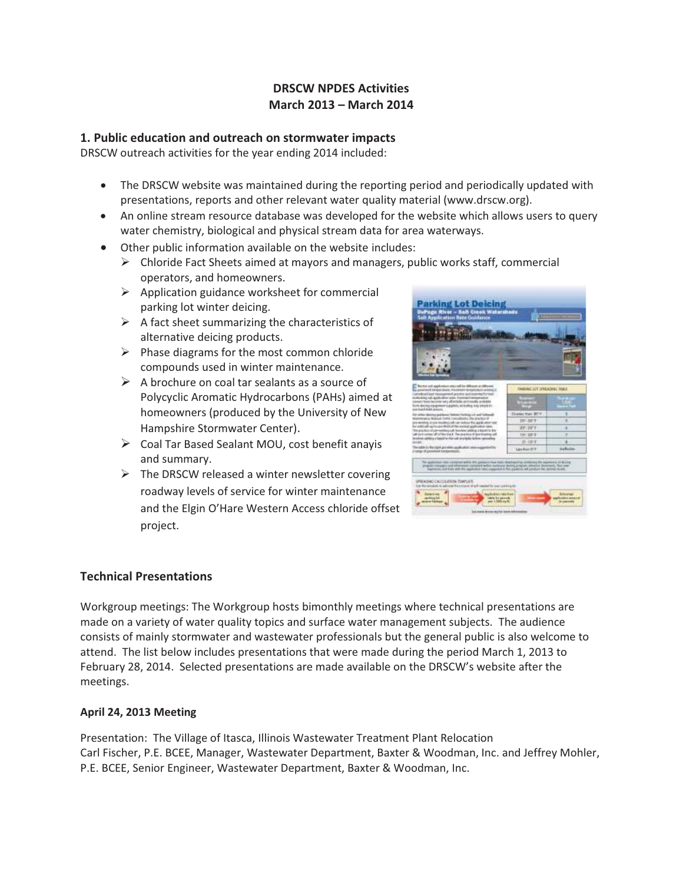**DRSCW NPDES Activities**
**March 2013 – March 2014**

## 1. Public education and outreach on stormwater impacts

DRSCW outreach activities for the year ending 2014 included:

- The DRSCW website was maintained during the reporting period and periodically updated with presentations, reports and other relevant water quality material (www.drscw.org).
- An online stream resource database was developed for the website which allows users to query water chemistry, biological and physical stream data for area waterways.
- Other public information available on the website includes:
  - Chloride Fact Sheets aimed at mayors and managers, public works staff, commercial operators, and homeowners.
  - Application guidance worksheet for commercial parking lot winter deicing.
  - A fact sheet summarizing the characteristics of alternative deicing products.
  - Phase diagrams for the most common chloride compounds used in winter maintenance.
  - A brochure on coal tar sealants as a source of Polycyclic Aromatic Hydrocarbons (PAHs) aimed at homeowners (produced by the University of New Hampshire Stormwater Center).
  - Coal Tar Based Sealant MOU, cost benefit anayis and summary.
  - The DRSCW released a winter newsletter covering roadway levels of service for winter maintenance and the Elgin O'Hare Western Access chloride offset project.

## Technical Presentations

Workgroup meetings: The Workgroup hosts bimonthly meetings where technical presentations are made on a variety of water quality topics and surface water management subjects. The audience consists of mainly stormwater and wastewater professionals but the general public is also welcome to attend. The list below includes presentations that were made during the period March 1, 2013 to February 28, 2014. Selected presentations are made available on the DRSCW's website after the meetings.

### April 24, 2013 Meeting

Presentation: The Village of Itasca, Illinois Wastewater Treatment Plant Relocation
Carl Fischer, P.E. BCEE, Manager, Wastewater Department, Baxter & Woodman, Inc. and Jeffrey Mohler, P.E. BCEE, Senior Engineer, Wastewater Department, Baxter & Woodman, Inc.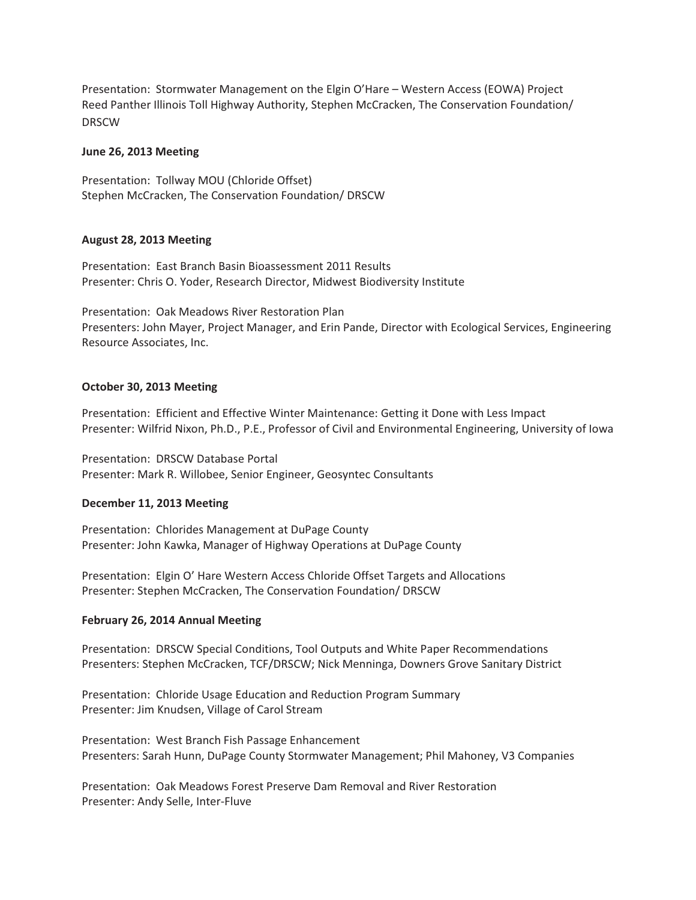Presentation: Stormwater Management on the Elgin O'Hare – Western Access (EOWA) Project
Reed Panther Illinois Toll Highway Authority, Stephen McCracken, The Conservation Foundation/ DRSCW

**June 26, 2013 Meeting**

Presentation: Tollway MOU (Chloride Offset)
Stephen McCracken, The Conservation Foundation/ DRSCW

**August 28, 2013 Meeting**

Presentation: East Branch Basin Bioassessment 2011 Results
Presenter: Chris O. Yoder, Research Director, Midwest Biodiversity Institute

Presentation: Oak Meadows River Restoration Plan
Presenters: John Mayer, Project Manager, and Erin Pande, Director with Ecological Services, Engineering Resource Associates, Inc.

**October 30, 2013 Meeting**

Presentation: Efficient and Effective Winter Maintenance: Getting it Done with Less Impact
Presenter: Wilfrid Nixon, Ph.D., P.E., Professor of Civil and Environmental Engineering, University of Iowa

Presentation: DRSCW Database Portal
Presenter: Mark R. Willobee, Senior Engineer, Geosyntec Consultants

**December 11, 2013 Meeting**

Presentation: Chlorides Management at DuPage County
Presenter: John Kawka, Manager of Highway Operations at DuPage County

Presentation: Elgin O' Hare Western Access Chloride Offset Targets and Allocations
Presenter: Stephen McCracken, The Conservation Foundation/ DRSCW

**February 26, 2014 Annual Meeting**

Presentation: DRSCW Special Conditions, Tool Outputs and White Paper Recommendations
Presenters: Stephen McCracken, TCF/DRSCW; Nick Menninga, Downers Grove Sanitary District

Presentation: Chloride Usage Education and Reduction Program Summary
Presenter: Jim Knudsen, Village of Carol Stream

Presentation: West Branch Fish Passage Enhancement
Presenters: Sarah Hunn, DuPage County Stormwater Management; Phil Mahoney, V3 Companies

Presentation: Oak Meadows Forest Preserve Dam Removal and River Restoration
Presenter: Andy Selle, Inter-Fluve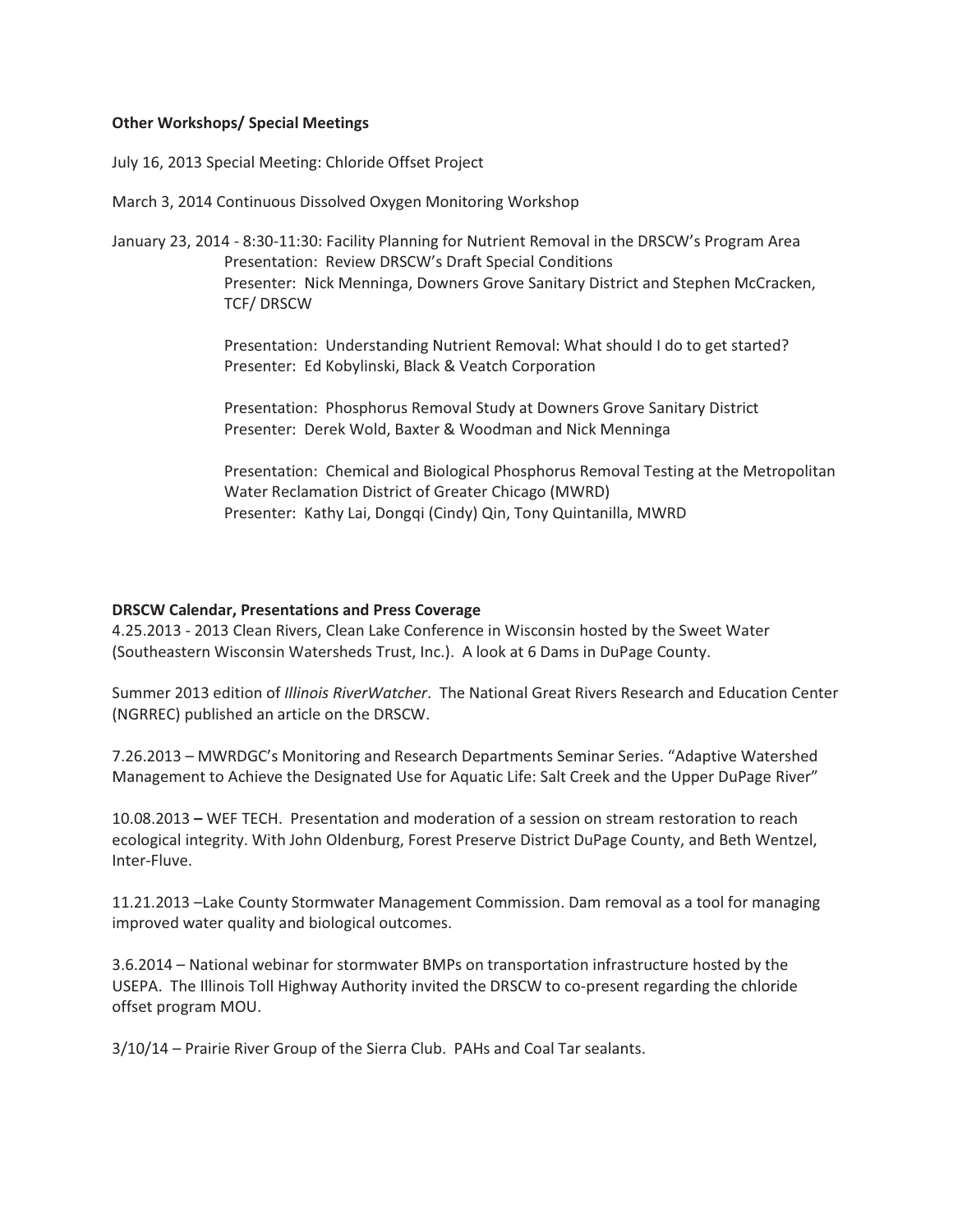**Other Workshops/ Special Meetings**

July 16, 2013 Special Meeting: Chloride Offset Project

March 3, 2014 Continuous Dissolved Oxygen Monitoring Workshop

January 23, 2014 - 8:30-11:30: Facility Planning for Nutrient Removal in the DRSCW's Program Area

Presentation: Review DRSCW's Draft Special Conditions
Presenter: Nick Menninga, Downers Grove Sanitary District and Stephen McCracken, TCF/ DRSCW

Presentation: Understanding Nutrient Removal: What should I do to get started?
Presenter: Ed Kobylinski, Black & Veatch Corporation

Presentation: Phosphorus Removal Study at Downers Grove Sanitary District
Presenter: Derek Wold, Baxter & Woodman and Nick Menninga

Presentation: Chemical and Biological Phosphorus Removal Testing at the Metropolitan Water Reclamation District of Greater Chicago (MWRD)
Presenter: Kathy Lai, Dongqi (Cindy) Qin, Tony Quintanilla, MWRD

**DRSCW Calendar, Presentations and Press Coverage**

4.25.2013 - 2013 Clean Rivers, Clean Lake Conference in Wisconsin hosted by the Sweet Water (Southeastern Wisconsin Watersheds Trust, Inc.). A look at 6 Dams in DuPage County.

Summer 2013 edition of *Illinois RiverWatcher*. The National Great Rivers Research and Education Center (NGRREC) published an article on the DRSCW.

7.26.2013 – MWRDGC's Monitoring and Research Departments Seminar Series. "Adaptive Watershed Management to Achieve the Designated Use for Aquatic Life: Salt Creek and the Upper DuPage River"

10.08.2013 **–** WEF TECH. Presentation and moderation of a session on stream restoration to reach ecological integrity. With John Oldenburg, Forest Preserve District DuPage County, and Beth Wentzel, Inter-Fluve.

11.21.2013 –Lake County Stormwater Management Commission. Dam removal as a tool for managing improved water quality and biological outcomes.

3.6.2014 – National webinar for stormwater BMPs on transportation infrastructure hosted by the USEPA. The Illinois Toll Highway Authority invited the DRSCW to co-present regarding the chloride offset program MOU.

3/10/14 – Prairie River Group of the Sierra Club. PAHs and Coal Tar sealants.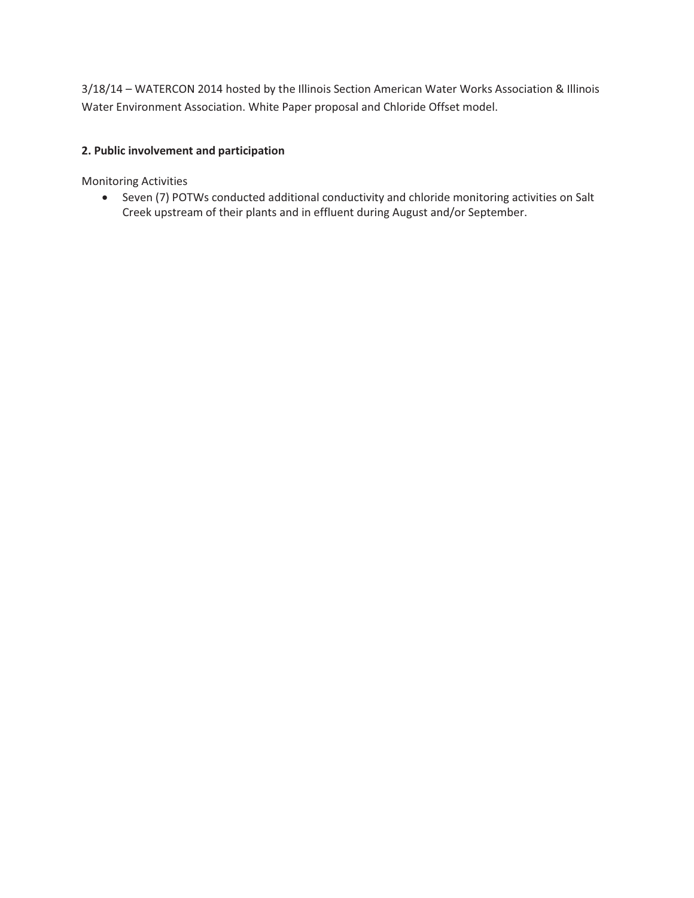3/18/14 – WATERCON 2014 hosted by the Illinois Section American Water Works Association & Illinois Water Environment Association. White Paper proposal and Chloride Offset model.

**2. Public involvement and participation**

Monitoring Activities

- Seven (7) POTWs conducted additional conductivity and chloride monitoring activities on Salt Creek upstream of their plants and in effluent during August and/or September.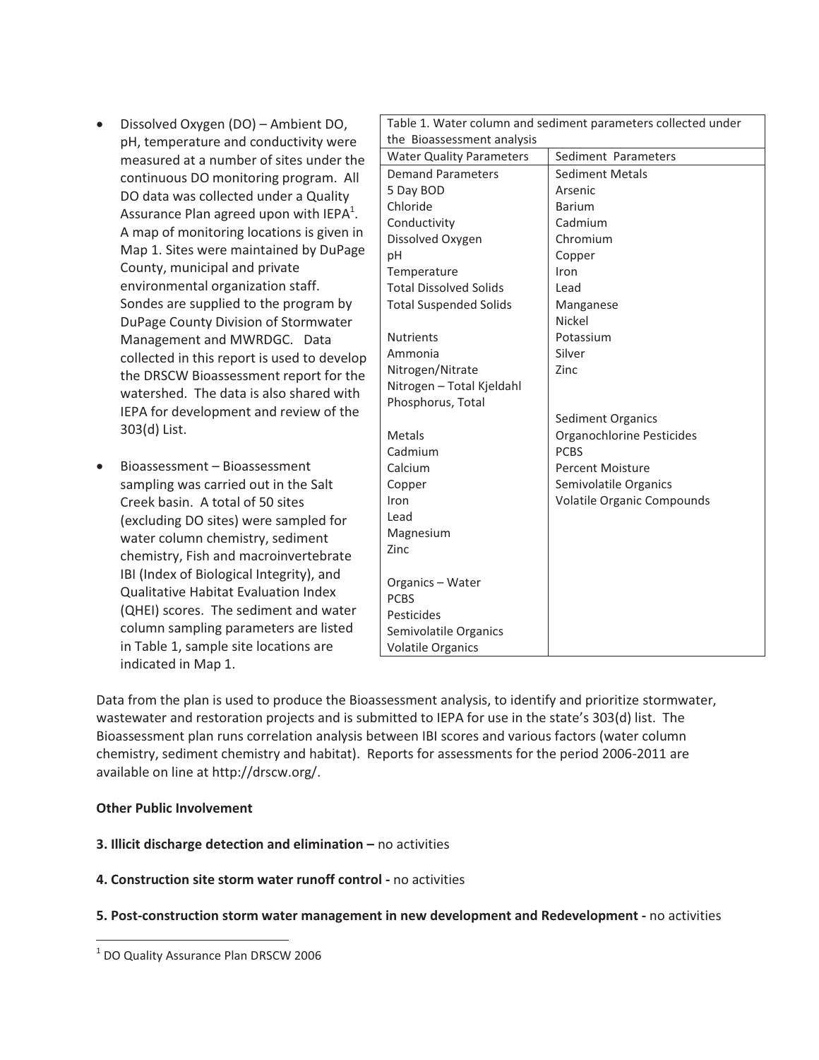- Dissolved Oxygen (DO) – Ambient DO, pH, temperature and conductivity were measured at a number of sites under the continuous DO monitoring program. All DO data was collected under a Quality Assurance Plan agreed upon with IEPA[1]. A map of monitoring locations is given in Map 1. Sites were maintained by DuPage County, municipal and private environmental organization staff. Sondes are supplied to the program by DuPage County Division of Stormwater Management and MWRDGC. Data collected in this report is used to develop the DRSCW Bioassessment report for the watershed. The data is also shared with IEPA for development and review of the 303(d) List.

- Bioassessment – Bioassessment sampling was carried out in the Salt Creek basin. A total of 50 sites (excluding DO sites) were sampled for water column chemistry, sediment chemistry, Fish and macroinvertebrate IBI (Index of Biological Integrity), and Qualitative Habitat Evaluation Index (QHEI) scores. The sediment and water column sampling parameters are listed in Table 1, sample site locations are indicated in Map 1.

Table 1. Water column and sediment parameters collected under the Bioassessment analysis

| Water Quality Parameters | Sediment Parameters |
|---|---|
| Demand Parameters | Sediment Metals |
| 5 Day BOD | Arsenic |
| Chloride | Barium |
| Conductivity | Cadmium |
| Dissolved Oxygen | Chromium |
| pH | Copper |
| Temperature | Iron |
| Total Dissolved Solids | Lead |
| Total Suspended Solids | Manganese |
| | Nickel |
| Nutrients | Potassium |
| Ammonia | Silver |
| Nitrogen/Nitrate | Zinc |
| Nitrogen – Total Kjeldahl | |
| Phosphorus, Total | |
| | Sediment Organics |
| Metals | Organochlorine Pesticides |
| Cadmium | PCBS |
| Calcium | Percent Moisture |
| Copper | Semivolatile Organics |
| Iron | Volatile Organic Compounds |
| Lead | |
| Magnesium | |
| Zinc | |
| | |
| Organics – Water | |
| PCBS | |
| Pesticides | |
| Semivolatile Organics | |
| Volatile Organics | |

Data from the plan is used to produce the Bioassessment analysis, to identify and prioritize stormwater, wastewater and restoration projects and is submitted to IEPA for use in the state's 303(d) list. The Bioassessment plan runs correlation analysis between IBI scores and various factors (water column chemistry, sediment chemistry and habitat). Reports for assessments for the period 2006-2011 are available on line at http://drscw.org/.

**Other Public Involvement**

**3. Illicit discharge detection and elimination –** no activities

**4. Construction site storm water runoff control -** no activities

**5. Post-construction storm water management in new development and Redevelopment -** no activities

[1] DO Quality Assurance Plan DRSCW 2006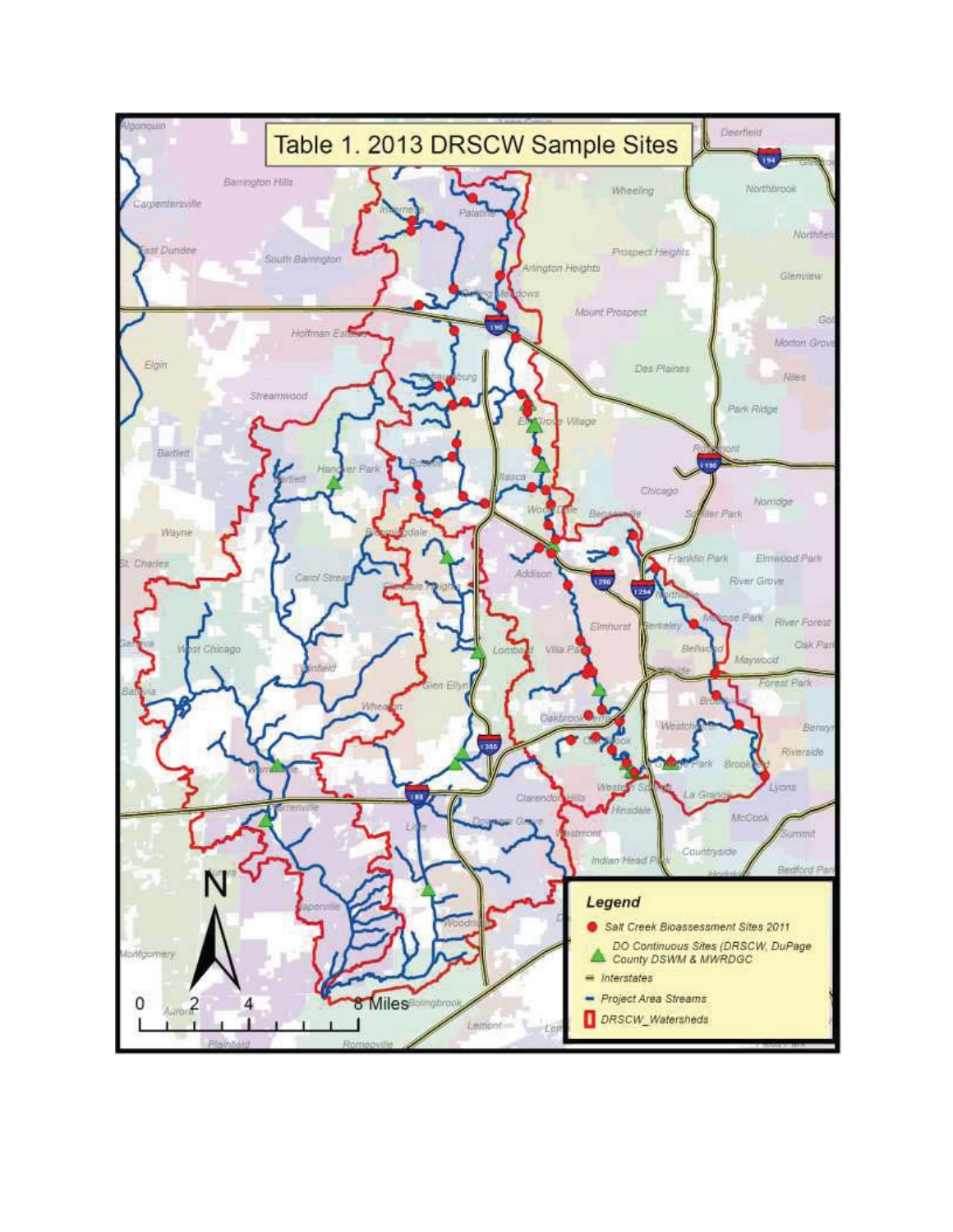# Table 1. 2013 DRSCW Sample Sites

**Legend**

- Salt Creek Bioassessment Sites 2011
- DO Continuous Sites (DRSCW, DuPage County DSWM & MWRDGC
- Interstates
- Project Area Streams
- DRSCW_Watersheds

0 2 4 8 Miles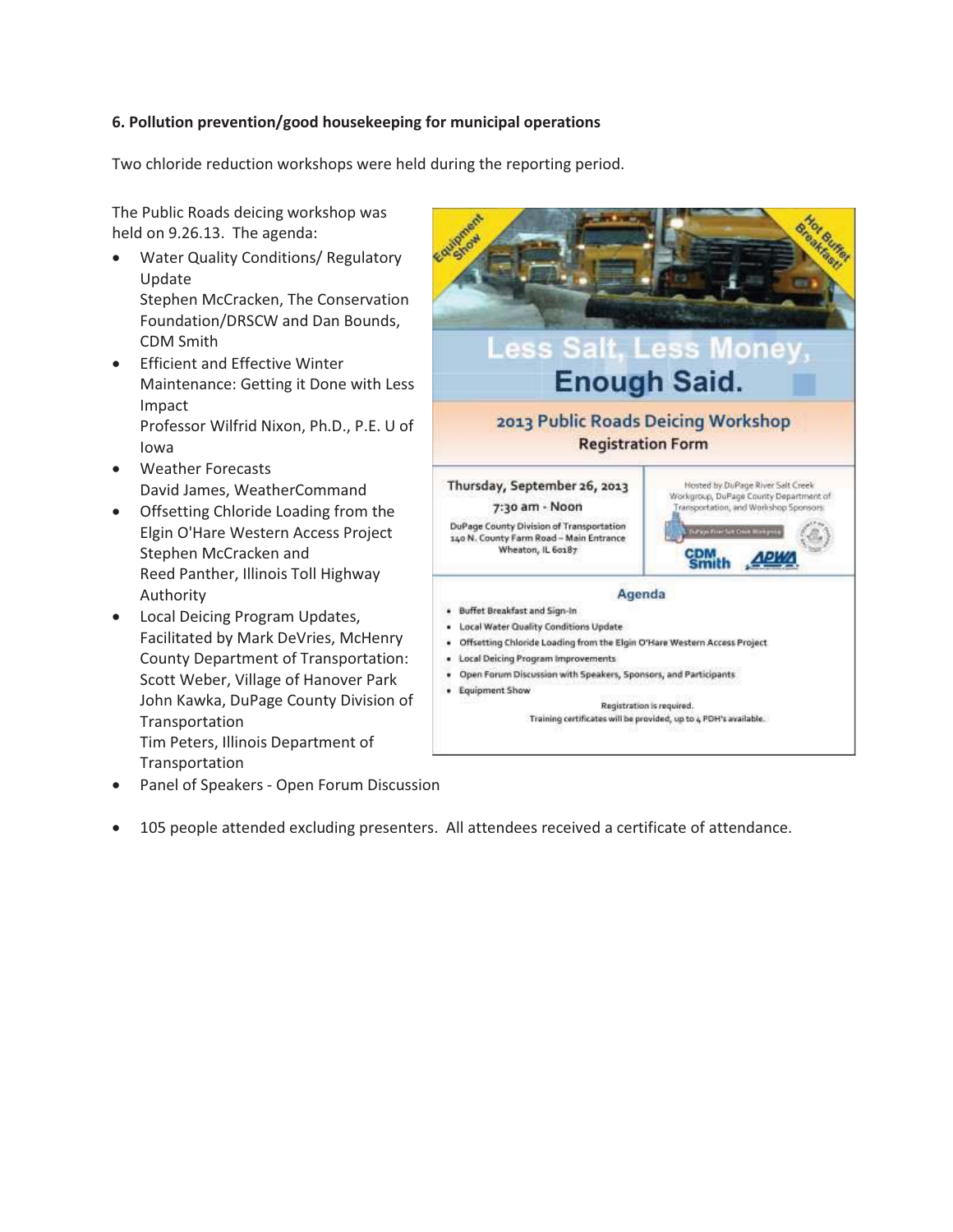**6. Pollution prevention/good housekeeping for municipal operations**

Two chloride reduction workshops were held during the reporting period.

The Public Roads deicing workshop was held on 9.26.13. The agenda:

- Water Quality Conditions/ Regulatory Update
  Stephen McCracken, The Conservation Foundation/DRSCW and Dan Bounds, CDM Smith
- Efficient and Effective Winter Maintenance: Getting it Done with Less Impact
  Professor Wilfrid Nixon, Ph.D., P.E. U of Iowa
- Weather Forecasts
  David James, WeatherCommand
- Offsetting Chloride Loading from the Elgin O'Hare Western Access Project
  Stephen McCracken and
  Reed Panther, Illinois Toll Highway Authority
- Local Deicing Program Updates, Facilitated by Mark DeVries, McHenry County Department of Transportation:
  Scott Weber, Village of Hanover Park
  John Kawka, DuPage County Division of Transportation
  Tim Peters, Illinois Department of Transportation
- Panel of Speakers - Open Forum Discussion

Equipment Show

Hot Buffet Breakfast!

Less Salt, Less Money, Enough Said.

2013 Public Roads Deicing Workshop
Registration Form

Thursday, September 26, 2013
7:30 am - Noon
DuPage County Division of Transportation
140 N. County Farm Road – Main Entrance
Wheaton, IL 60187

Hosted by DuPage River Salt Creek Workgroup, DuPage County Department of Transportation, and Workshop Sponsors

Agenda

- Buffet Breakfast and Sign-In
- Local Water Quality Conditions Update
- Offsetting Chloride Loading from the Elgin O'Hare Western Access Project
- Local Deicing Program Improvements
- Open Forum Discussion with Speakers, Sponsors, and Participants
- Equipment Show

Registration is required.
Training certificates will be provided, up to 4 PDH's available.

- 105 people attended excluding presenters. All attendees received a certificate of attendance.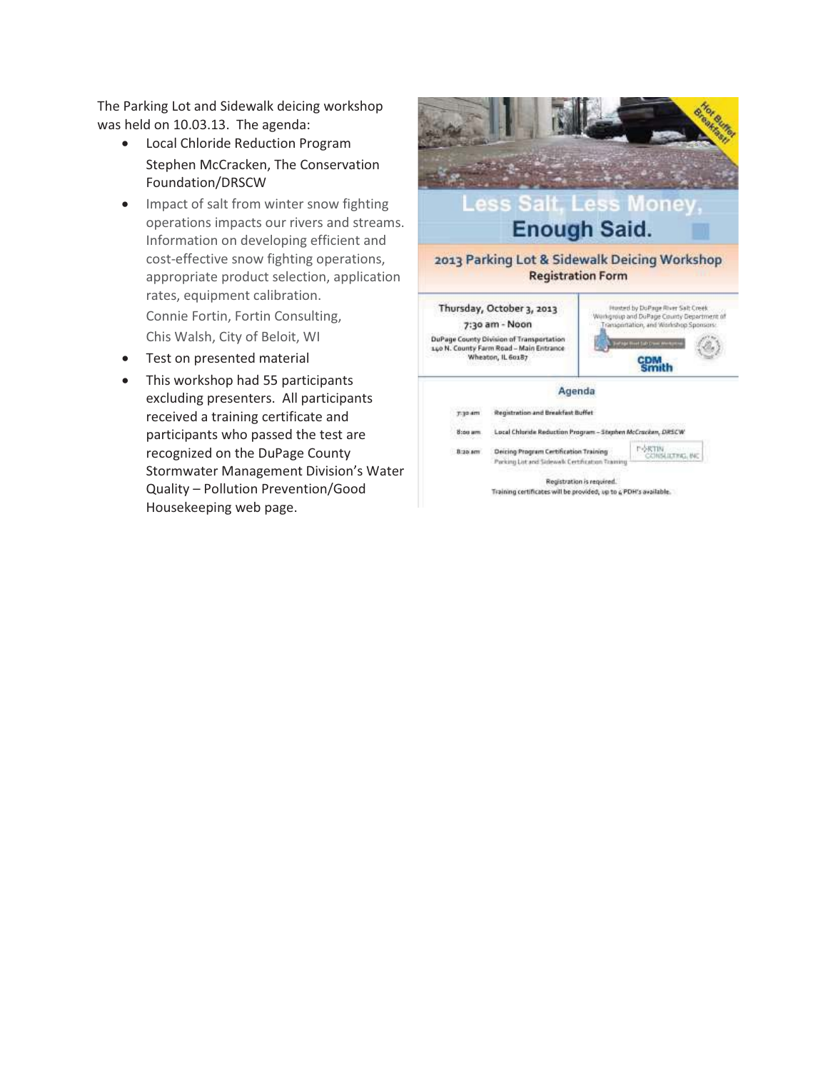The Parking Lot and Sidewalk deicing workshop was held on 10.03.13. The agenda:

- Local Chloride Reduction Program
  Stephen McCracken, The Conservation Foundation/DRSCW
- Impact of salt from winter snow fighting operations impacts our rivers and streams. Information on developing efficient and cost-effective snow fighting operations, appropriate product selection, application rates, equipment calibration.
  Connie Fortin, Fortin Consulting,
  Chis Walsh, City of Beloit, WI
- Test on presented material
- This workshop had 55 participants excluding presenters. All participants received a training certificate and participants who passed the test are recognized on the DuPage County Stormwater Management Division's Water Quality – Pollution Prevention/Good Housekeeping web page.

Hot Buffet Breakfast!

**Less Salt, Less Money, Enough Said.**

**2013 Parking Lot & Sidewalk Deicing Workshop**
**Registration Form**

Thursday, October 3, 2013
7:30 am - Noon
DuPage County Division of Transportation
140 N. County Farm Road – Main Entrance
Wheaton, IL 60187

Hosted by DuPage River Salt Creek Workgroup and DuPage County Department of Transportation, and Workshop Sponsors:

CDM Smith

**Agenda**

| | |
|---|---|
| 7:30 am | Registration and Breakfast Buffet |
| 8:00 am | Local Chloride Reduction Program – *Stephen McCracken, DRSCW* |
| 8:20 am | Deicing Program Certification Training<br>Parking Lot and Sidewalk Certification Training |

Registration is required.
Training certificates will be provided, up to 4 PDH's available.